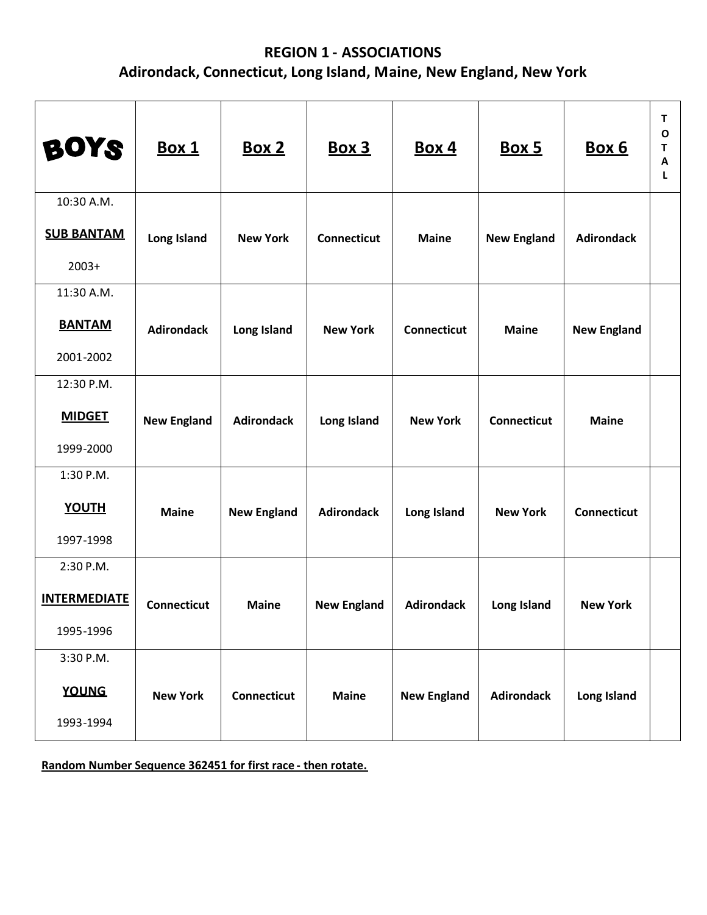## REGION 1 - ASSOCIATIONS
## Adirondack, Connecticut, Long Island, Maine, New England, New York

| BOYS | Box 1 | Box 2 | Box 3 | Box 4 | Box 5 | Box 6 | TOTAL |
|---|---|---|---|---|---|---|---|
| 10:30 A.M. **SUB BANTAM** 2003+ | **Long Island** | **New York** | **Connecticut** | **Maine** | **New England** | **Adirondack** | |
| 11:30 A.M. **BANTAM** 2001-2002 | **Adirondack** | **Long Island** | **New York** | **Connecticut** | **Maine** | **New England** | |
| 12:30 P.M. **MIDGET** 1999-2000 | **New England** | **Adirondack** | **Long Island** | **New York** | **Connecticut** | **Maine** | |
| 1:30 P.M. **YOUTH** 1997-1998 | **Maine** | **New England** | **Adirondack** | **Long Island** | **New York** | **Connecticut** | |
| 2:30 P.M. **INTERMEDIATE** 1995-1996 | **Connecticut** | **Maine** | **New England** | **Adirondack** | **Long Island** | **New York** | |
| 3:30 P.M. **YOUNG** 1993-1994 | **New York** | **Connecticut** | **Maine** | **New England** | **Adirondack** | **Long Island** | |

**Random Number Sequence 362451 for first race - then rotate.**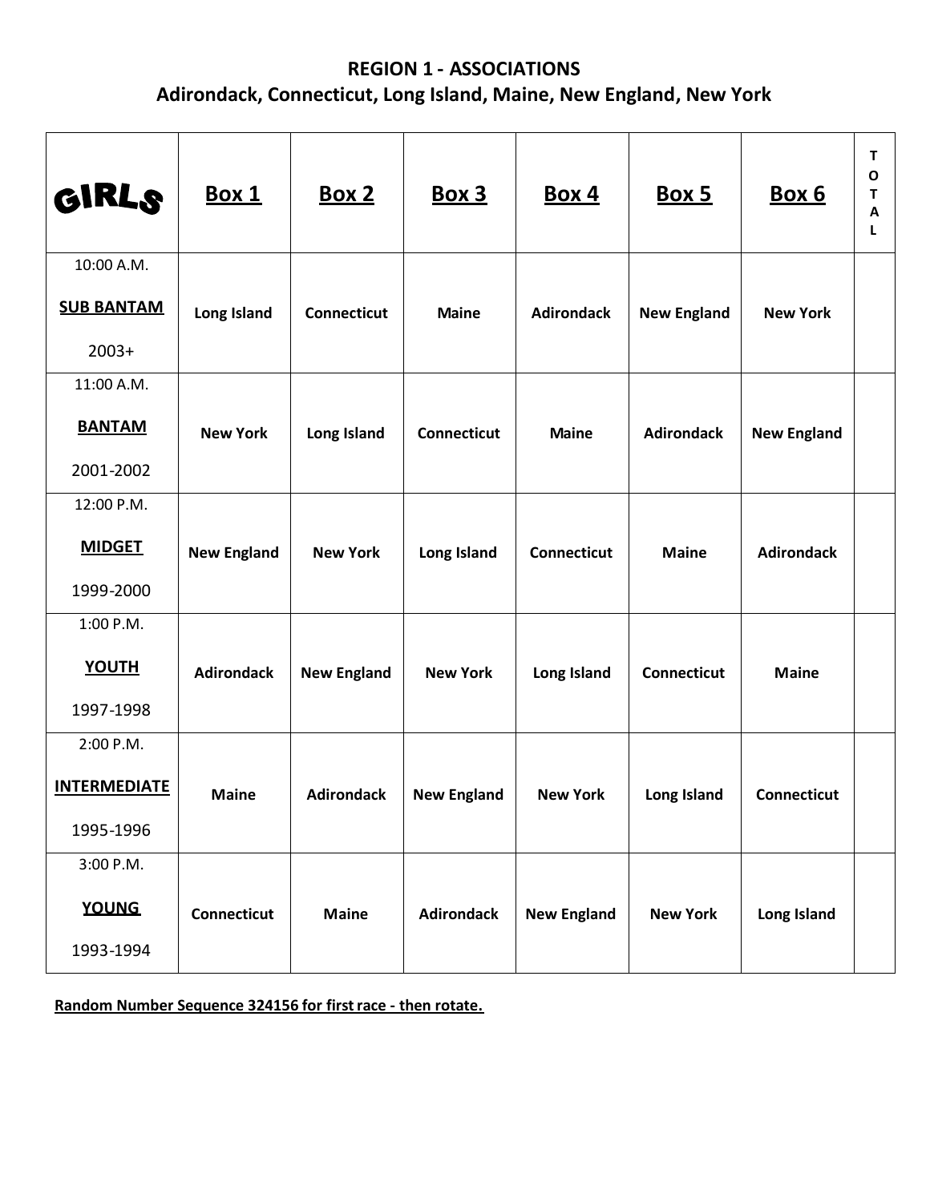## REGION 1 - ASSOCIATIONS
## Adirondack, Connecticut, Long Island, Maine, New England, New York

| GIRLS | Box 1 | Box 2 | Box 3 | Box 4 | Box 5 | Box 6 | TOTAL |
|---|---|---|---|---|---|---|---|
| 10:00 A.M. **SUB BANTAM** 2003+ | **Long Island** | **Connecticut** | **Maine** | **Adirondack** | **New England** | **New York** | |
| 11:00 A.M. **BANTAM** 2001-2002 | **New York** | **Long Island** | **Connecticut** | **Maine** | **Adirondack** | **New England** | |
| 12:00 P.M. **MIDGET** 1999-2000 | **New England** | **New York** | **Long Island** | **Connecticut** | **Maine** | **Adirondack** | |
| 1:00 P.M. **YOUTH** 1997-1998 | **Adirondack** | **New England** | **New York** | **Long Island** | **Connecticut** | **Maine** | |
| 2:00 P.M. **INTERMEDIATE** 1995-1996 | **Maine** | **Adirondack** | **New England** | **New York** | **Long Island** | **Connecticut** | |
| 3:00 P.M. **YOUNG** 1993-1994 | **Connecticut** | **Maine** | **Adirondack** | **New England** | **New York** | **Long Island** | |

**Random Number Sequence 324156 for first race - then rotate.**